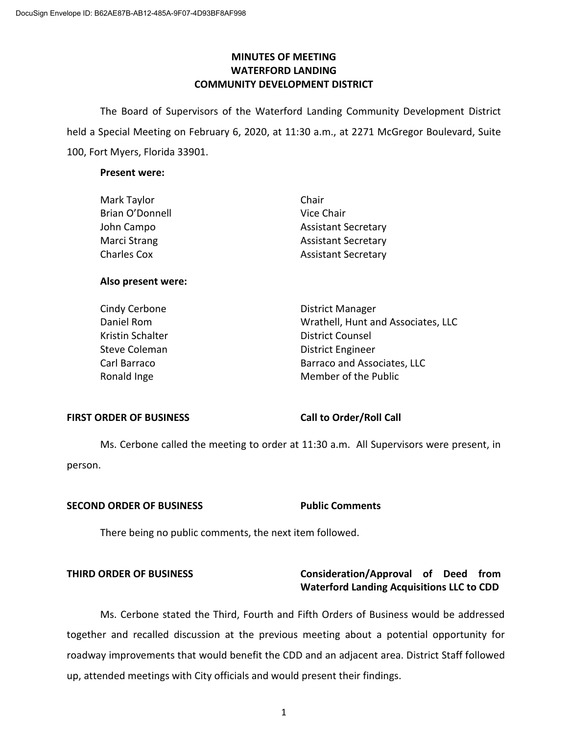DocuSign Envelope ID: B62AE87B-AB12-485A-9F07-4D93BF8AF998

# MINUTES OF MEETING
# WATERFORD LANDING
# COMMUNITY DEVELOPMENT DISTRICT

The Board of Supervisors of the Waterford Landing Community Development District held a Special Meeting on February 6, 2020, at 11:30 a.m., at 2271 McGregor Boulevard, Suite 100, Fort Myers, Florida 33901.

**Present were:**

| | |
|---|---|
| Mark Taylor | Chair |
| Brian O'Donnell | Vice Chair |
| John Campo | Assistant Secretary |
| Marci Strang | Assistant Secretary |
| Charles Cox | Assistant Secretary |

**Also present were:**

| | |
|---|---|
| Cindy Cerbone | District Manager |
| Daniel Rom | Wrathell, Hunt and Associates, LLC |
| Kristin Schalter | District Counsel |
| Steve Coleman | District Engineer |
| Carl Barraco | Barraco and Associates, LLC |
| Ronald Inge | Member of the Public |

**FIRST ORDER OF BUSINESS** **Call to Order/Roll Call**

Ms. Cerbone called the meeting to order at 11:30 a.m. All Supervisors were present, in person.

**SECOND ORDER OF BUSINESS** **Public Comments**

There being no public comments, the next item followed.

**THIRD ORDER OF BUSINESS** **Consideration/Approval of Deed from Waterford Landing Acquisitions LLC to CDD**

Ms. Cerbone stated the Third, Fourth and Fifth Orders of Business would be addressed together and recalled discussion at the previous meeting about a potential opportunity for roadway improvements that would benefit the CDD and an adjacent area. District Staff followed up, attended meetings with City officials and would present their findings.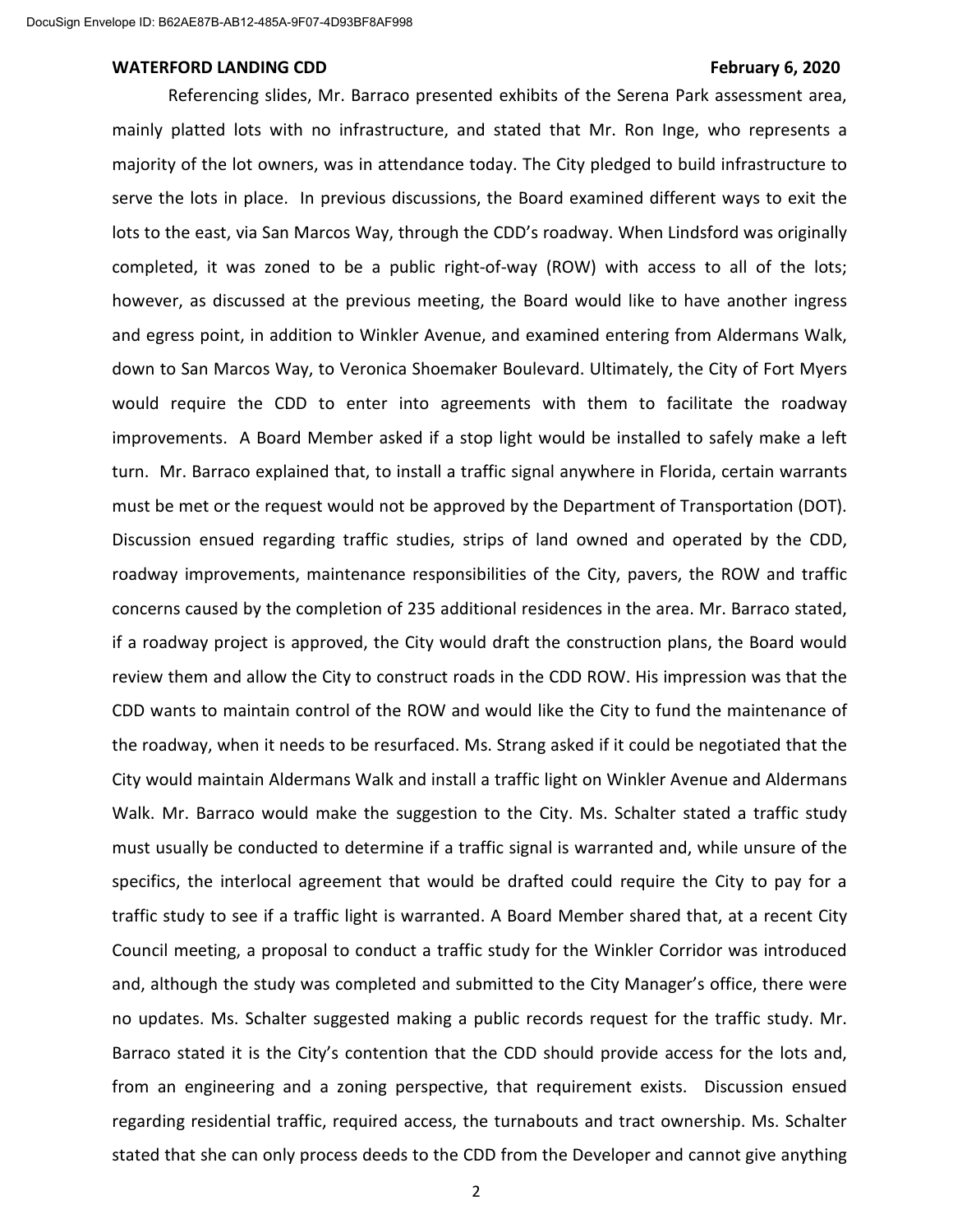Referencing slides, Mr. Barraco presented exhibits of the Serena Park assessment area, mainly platted lots with no infrastructure, and stated that Mr. Ron Inge, who represents a majority of the lot owners, was in attendance today. The City pledged to build infrastructure to serve the lots in place. In previous discussions, the Board examined different ways to exit the lots to the east, via San Marcos Way, through the CDD's roadway. When Lindsford was originally completed, it was zoned to be a public right-of-way (ROW) with access to all of the lots; however, as discussed at the previous meeting, the Board would like to have another ingress and egress point, in addition to Winkler Avenue, and examined entering from Aldermans Walk, down to San Marcos Way, to Veronica Shoemaker Boulevard. Ultimately, the City of Fort Myers would require the CDD to enter into agreements with them to facilitate the roadway improvements. A Board Member asked if a stop light would be installed to safely make a left turn. Mr. Barraco explained that, to install a traffic signal anywhere in Florida, certain warrants must be met or the request would not be approved by the Department of Transportation (DOT). Discussion ensued regarding traffic studies, strips of land owned and operated by the CDD, roadway improvements, maintenance responsibilities of the City, pavers, the ROW and traffic concerns caused by the completion of 235 additional residences in the area. Mr. Barraco stated, if a roadway project is approved, the City would draft the construction plans, the Board would review them and allow the City to construct roads in the CDD ROW. His impression was that the CDD wants to maintain control of the ROW and would like the City to fund the maintenance of the roadway, when it needs to be resurfaced. Ms. Strang asked if it could be negotiated that the City would maintain Aldermans Walk and install a traffic light on Winkler Avenue and Aldermans Walk. Mr. Barraco would make the suggestion to the City. Ms. Schalter stated a traffic study must usually be conducted to determine if a traffic signal is warranted and, while unsure of the specifics, the interlocal agreement that would be drafted could require the City to pay for a traffic study to see if a traffic light is warranted. A Board Member shared that, at a recent City Council meeting, a proposal to conduct a traffic study for the Winkler Corridor was introduced and, although the study was completed and submitted to the City Manager's office, there were no updates. Ms. Schalter suggested making a public records request for the traffic study. Mr. Barraco stated it is the City's contention that the CDD should provide access for the lots and, from an engineering and a zoning perspective, that requirement exists. Discussion ensued regarding residential traffic, required access, the turnabouts and tract ownership. Ms. Schalter stated that she can only process deeds to the CDD from the Developer and cannot give anything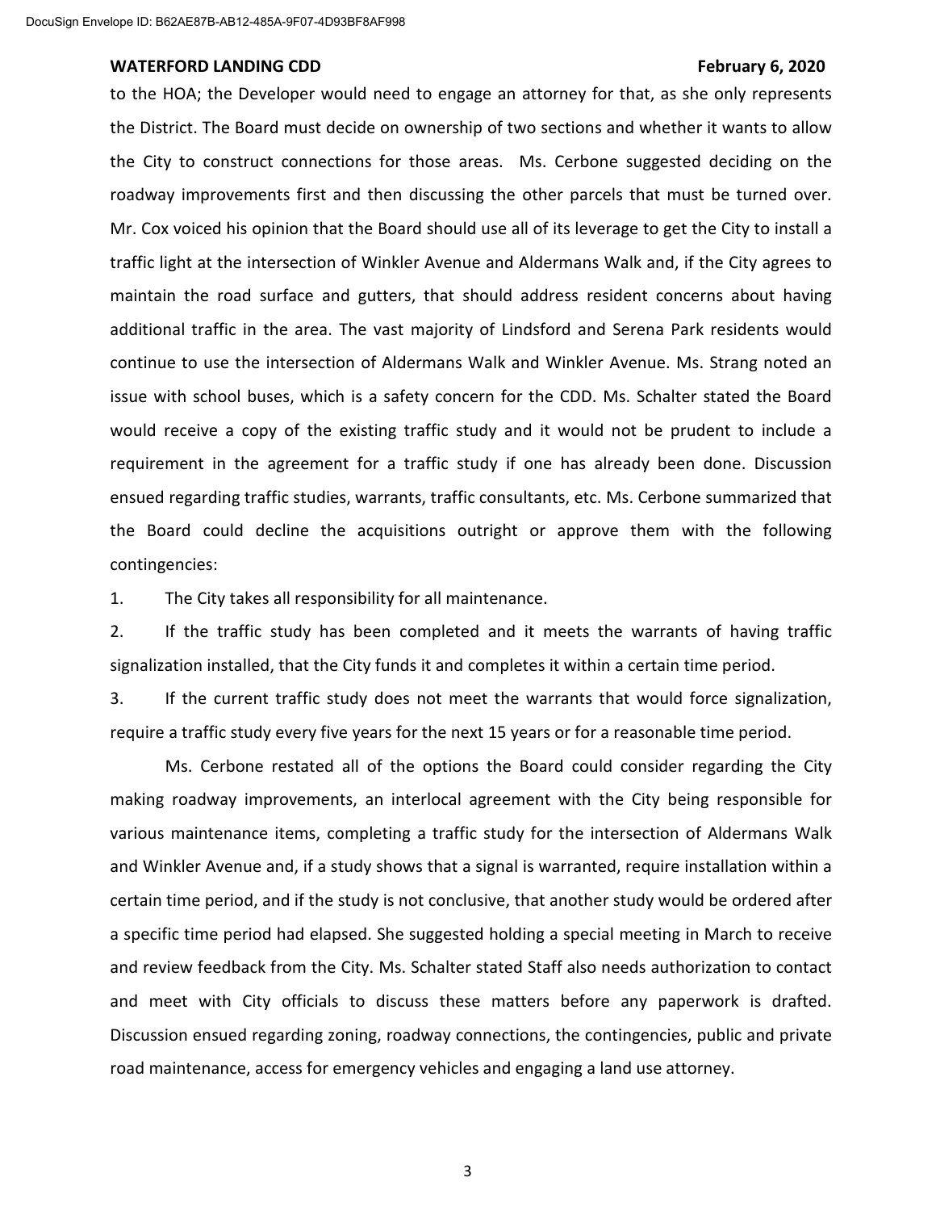to the HOA; the Developer would need to engage an attorney for that, as she only represents the District. The Board must decide on ownership of two sections and whether it wants to allow the City to construct connections for those areas. Ms. Cerbone suggested deciding on the roadway improvements first and then discussing the other parcels that must be turned over. Mr. Cox voiced his opinion that the Board should use all of its leverage to get the City to install a traffic light at the intersection of Winkler Avenue and Aldermans Walk and, if the City agrees to maintain the road surface and gutters, that should address resident concerns about having additional traffic in the area. The vast majority of Lindsford and Serena Park residents would continue to use the intersection of Aldermans Walk and Winkler Avenue. Ms. Strang noted an issue with school buses, which is a safety concern for the CDD. Ms. Schalter stated the Board would receive a copy of the existing traffic study and it would not be prudent to include a requirement in the agreement for a traffic study if one has already been done. Discussion ensued regarding traffic studies, warrants, traffic consultants, etc. Ms. Cerbone summarized that the Board could decline the acquisitions outright or approve them with the following contingencies:

1. The City takes all responsibility for all maintenance.
2. If the traffic study has been completed and it meets the warrants of having traffic signalization installed, that the City funds it and completes it within a certain time period.
3. If the current traffic study does not meet the warrants that would force signalization, require a traffic study every five years for the next 15 years or for a reasonable time period.

Ms. Cerbone restated all of the options the Board could consider regarding the City making roadway improvements, an interlocal agreement with the City being responsible for various maintenance items, completing a traffic study for the intersection of Aldermans Walk and Winkler Avenue and, if a study shows that a signal is warranted, require installation within a certain time period, and if the study is not conclusive, that another study would be ordered after a specific time period had elapsed. She suggested holding a special meeting in March to receive and review feedback from the City. Ms. Schalter stated Staff also needs authorization to contact and meet with City officials to discuss these matters before any paperwork is drafted. Discussion ensued regarding zoning, roadway connections, the contingencies, public and private road maintenance, access for emergency vehicles and engaging a land use attorney.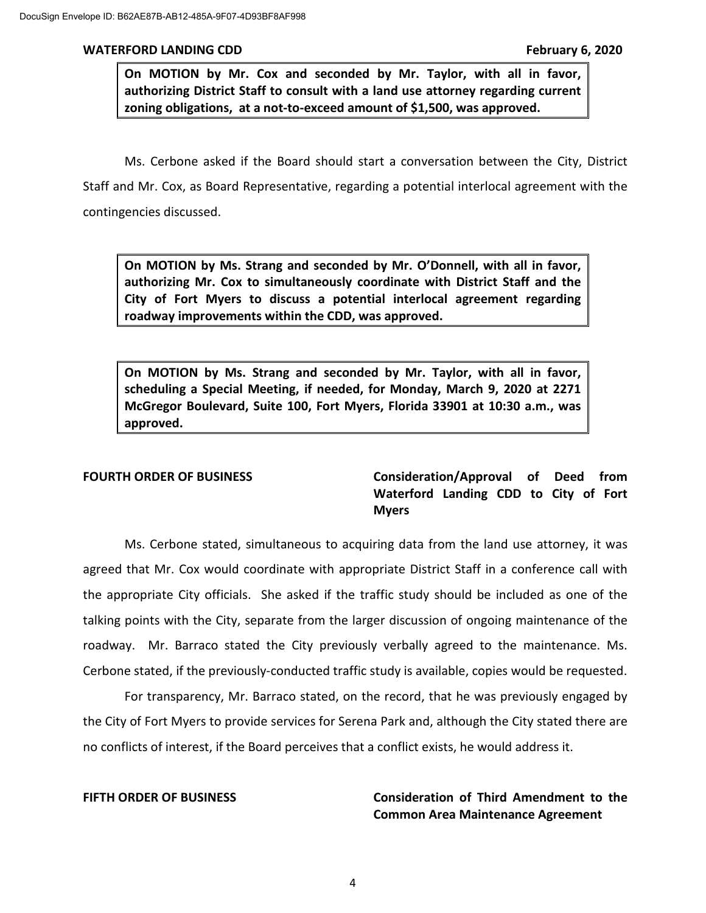**On MOTION by Mr. Cox and seconded by Mr. Taylor, with all in favor, authorizing District Staff to consult with a land use attorney regarding current zoning obligations, at a not-to-exceed amount of $1,500, was approved.**

Ms. Cerbone asked if the Board should start a conversation between the City, District Staff and Mr. Cox, as Board Representative, regarding a potential interlocal agreement with the contingencies discussed.

**On MOTION by Ms. Strang and seconded by Mr. O'Donnell, with all in favor, authorizing Mr. Cox to simultaneously coordinate with District Staff and the City of Fort Myers to discuss a potential interlocal agreement regarding roadway improvements within the CDD, was approved.**

**On MOTION by Ms. Strang and seconded by Mr. Taylor, with all in favor, scheduling a Special Meeting, if needed, for Monday, March 9, 2020 at 2271 McGregor Boulevard, Suite 100, Fort Myers, Florida 33901 at 10:30 a.m., was approved.**

**FOURTH ORDER OF BUSINESS** **Consideration/Approval of Deed from Waterford Landing CDD to City of Fort Myers**

Ms. Cerbone stated, simultaneous to acquiring data from the land use attorney, it was agreed that Mr. Cox would coordinate with appropriate District Staff in a conference call with the appropriate City officials. She asked if the traffic study should be included as one of the talking points with the City, separate from the larger discussion of ongoing maintenance of the roadway. Mr. Barraco stated the City previously verbally agreed to the maintenance. Ms. Cerbone stated, if the previously-conducted traffic study is available, copies would be requested.

For transparency, Mr. Barraco stated, on the record, that he was previously engaged by the City of Fort Myers to provide services for Serena Park and, although the City stated there are no conflicts of interest, if the Board perceives that a conflict exists, he would address it.

**FIFTH ORDER OF BUSINESS** **Consideration of Third Amendment to the Common Area Maintenance Agreement**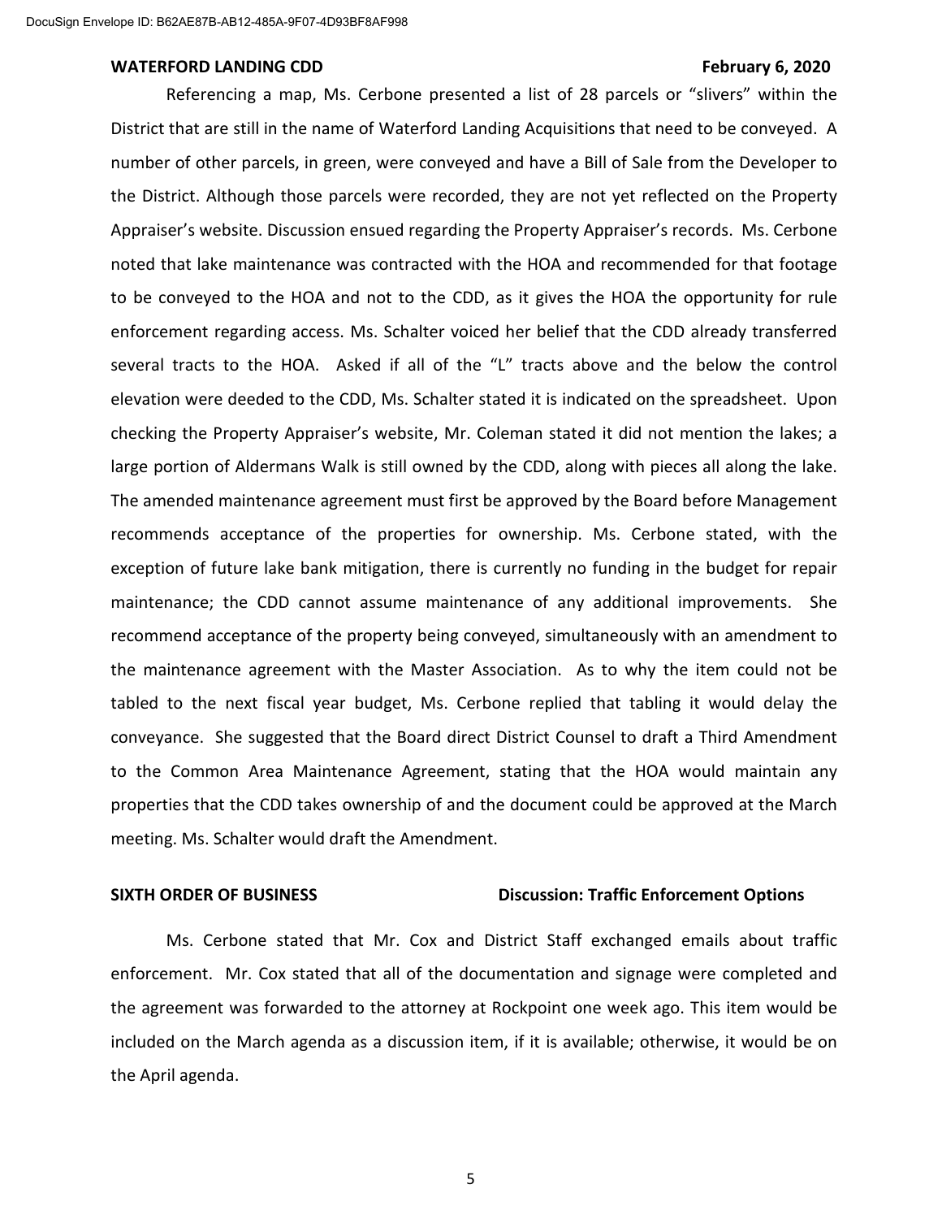Referencing a map, Ms. Cerbone presented a list of 28 parcels or "slivers" within the District that are still in the name of Waterford Landing Acquisitions that need to be conveyed. A number of other parcels, in green, were conveyed and have a Bill of Sale from the Developer to the District. Although those parcels were recorded, they are not yet reflected on the Property Appraiser's website. Discussion ensued regarding the Property Appraiser's records. Ms. Cerbone noted that lake maintenance was contracted with the HOA and recommended for that footage to be conveyed to the HOA and not to the CDD, as it gives the HOA the opportunity for rule enforcement regarding access. Ms. Schalter voiced her belief that the CDD already transferred several tracts to the HOA. Asked if all of the "L" tracts above and the below the control elevation were deeded to the CDD, Ms. Schalter stated it is indicated on the spreadsheet. Upon checking the Property Appraiser's website, Mr. Coleman stated it did not mention the lakes; a large portion of Aldermans Walk is still owned by the CDD, along with pieces all along the lake. The amended maintenance agreement must first be approved by the Board before Management recommends acceptance of the properties for ownership. Ms. Cerbone stated, with the exception of future lake bank mitigation, there is currently no funding in the budget for repair maintenance; the CDD cannot assume maintenance of any additional improvements. She recommend acceptance of the property being conveyed, simultaneously with an amendment to the maintenance agreement with the Master Association. As to why the item could not be tabled to the next fiscal year budget, Ms. Cerbone replied that tabling it would delay the conveyance. She suggested that the Board direct District Counsel to draft a Third Amendment to the Common Area Maintenance Agreement, stating that the HOA would maintain any properties that the CDD takes ownership of and the document could be approved at the March meeting. Ms. Schalter would draft the Amendment.

**SIXTH ORDER OF BUSINESS** **Discussion: Traffic Enforcement Options**

Ms. Cerbone stated that Mr. Cox and District Staff exchanged emails about traffic enforcement. Mr. Cox stated that all of the documentation and signage were completed and the agreement was forwarded to the attorney at Rockpoint one week ago. This item would be included on the March agenda as a discussion item, if it is available; otherwise, it would be on the April agenda.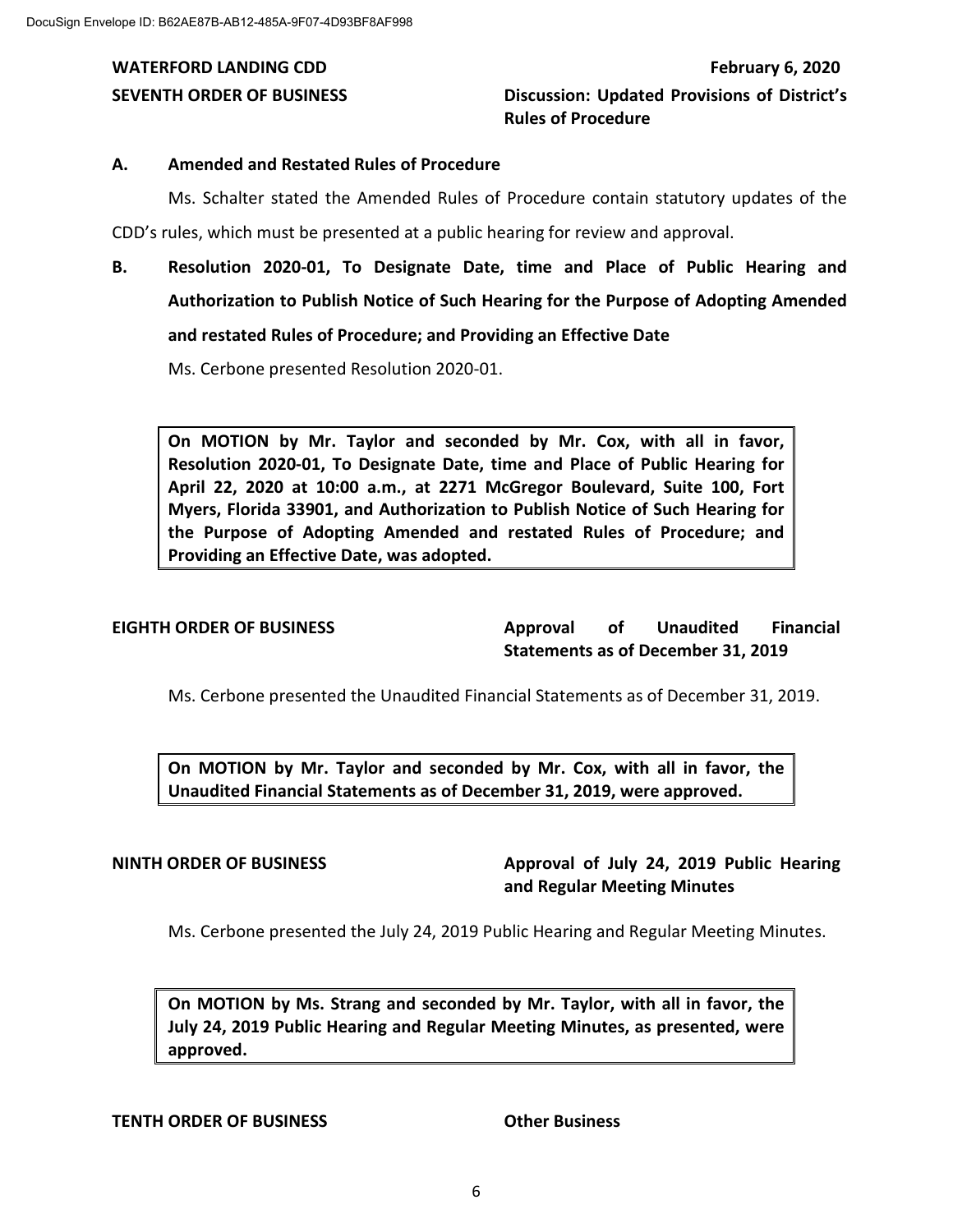**WATERFORD LANDING CDD** **February 6, 2020**

**SEVENTH ORDER OF BUSINESS** **Discussion: Updated Provisions of District's Rules of Procedure**

**A. Amended and Restated Rules of Procedure**

Ms. Schalter stated the Amended Rules of Procedure contain statutory updates of the CDD's rules, which must be presented at a public hearing for review and approval.

**B. Resolution 2020-01, To Designate Date, time and Place of Public Hearing and Authorization to Publish Notice of Such Hearing for the Purpose of Adopting Amended and restated Rules of Procedure; and Providing an Effective Date**

Ms. Cerbone presented Resolution 2020-01.

> **On MOTION by Mr. Taylor and seconded by Mr. Cox, with all in favor, Resolution 2020-01, To Designate Date, time and Place of Public Hearing for April 22, 2020 at 10:00 a.m., at 2271 McGregor Boulevard, Suite 100, Fort Myers, Florida 33901, and Authorization to Publish Notice of Such Hearing for the Purpose of Adopting Amended and restated Rules of Procedure; and Providing an Effective Date, was adopted.**

**EIGHTH ORDER OF BUSINESS** **Approval of Unaudited Financial Statements as of December 31, 2019**

Ms. Cerbone presented the Unaudited Financial Statements as of December 31, 2019.

> **On MOTION by Mr. Taylor and seconded by Mr. Cox, with all in favor, the Unaudited Financial Statements as of December 31, 2019, were approved.**

**NINTH ORDER OF BUSINESS** **Approval of July 24, 2019 Public Hearing and Regular Meeting Minutes**

Ms. Cerbone presented the July 24, 2019 Public Hearing and Regular Meeting Minutes.

> **On MOTION by Ms. Strang and seconded by Mr. Taylor, with all in favor, the July 24, 2019 Public Hearing and Regular Meeting Minutes, as presented, were approved.**

**TENTH ORDER OF BUSINESS** **Other Business**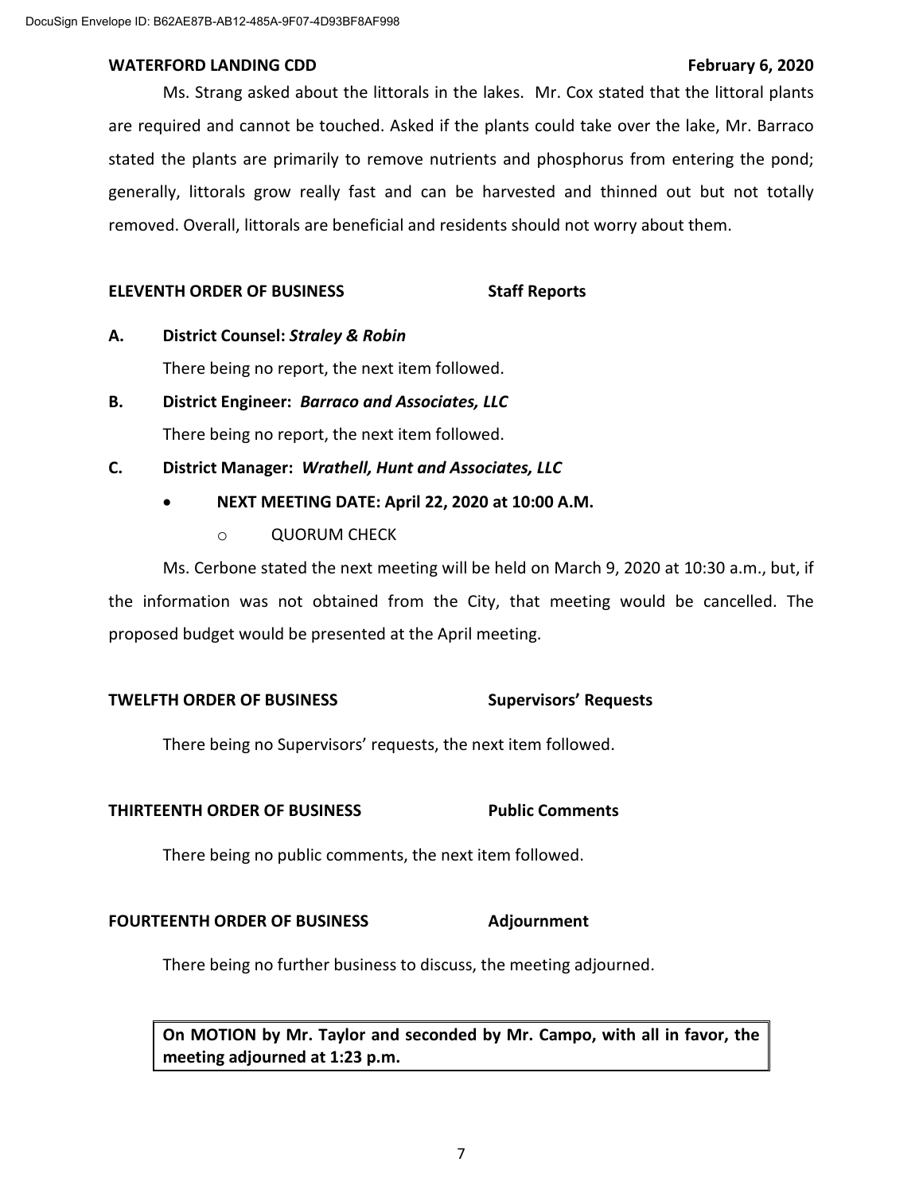Ms. Strang asked about the littorals in the lakes. Mr. Cox stated that the littoral plants are required and cannot be touched. Asked if the plants could take over the lake, Mr. Barraco stated the plants are primarily to remove nutrients and phosphorus from entering the pond; generally, littorals grow really fast and can be harvested and thinned out but not totally removed. Overall, littorals are beneficial and residents should not worry about them.

**ELEVENTH ORDER OF BUSINESS** **Staff Reports**

**A. District Counsel: *Straley & Robin***

There being no report, the next item followed.

**B. District Engineer: *Barraco and Associates, LLC***

There being no report, the next item followed.

**C. District Manager: *Wrathell, Hunt and Associates, LLC***

- **NEXT MEETING DATE: April 22, 2020 at 10:00 A.M.**
  - QUORUM CHECK

Ms. Cerbone stated the next meeting will be held on March 9, 2020 at 10:30 a.m., but, if the information was not obtained from the City, that meeting would be cancelled. The proposed budget would be presented at the April meeting.

**TWELFTH ORDER OF BUSINESS** **Supervisors' Requests**

There being no Supervisors' requests, the next item followed.

**THIRTEENTH ORDER OF BUSINESS** **Public Comments**

There being no public comments, the next item followed.

**FOURTEENTH ORDER OF BUSINESS** **Adjournment**

There being no further business to discuss, the meeting adjourned.

**On MOTION by Mr. Taylor and seconded by Mr. Campo, with all in favor, the meeting adjourned at 1:23 p.m.**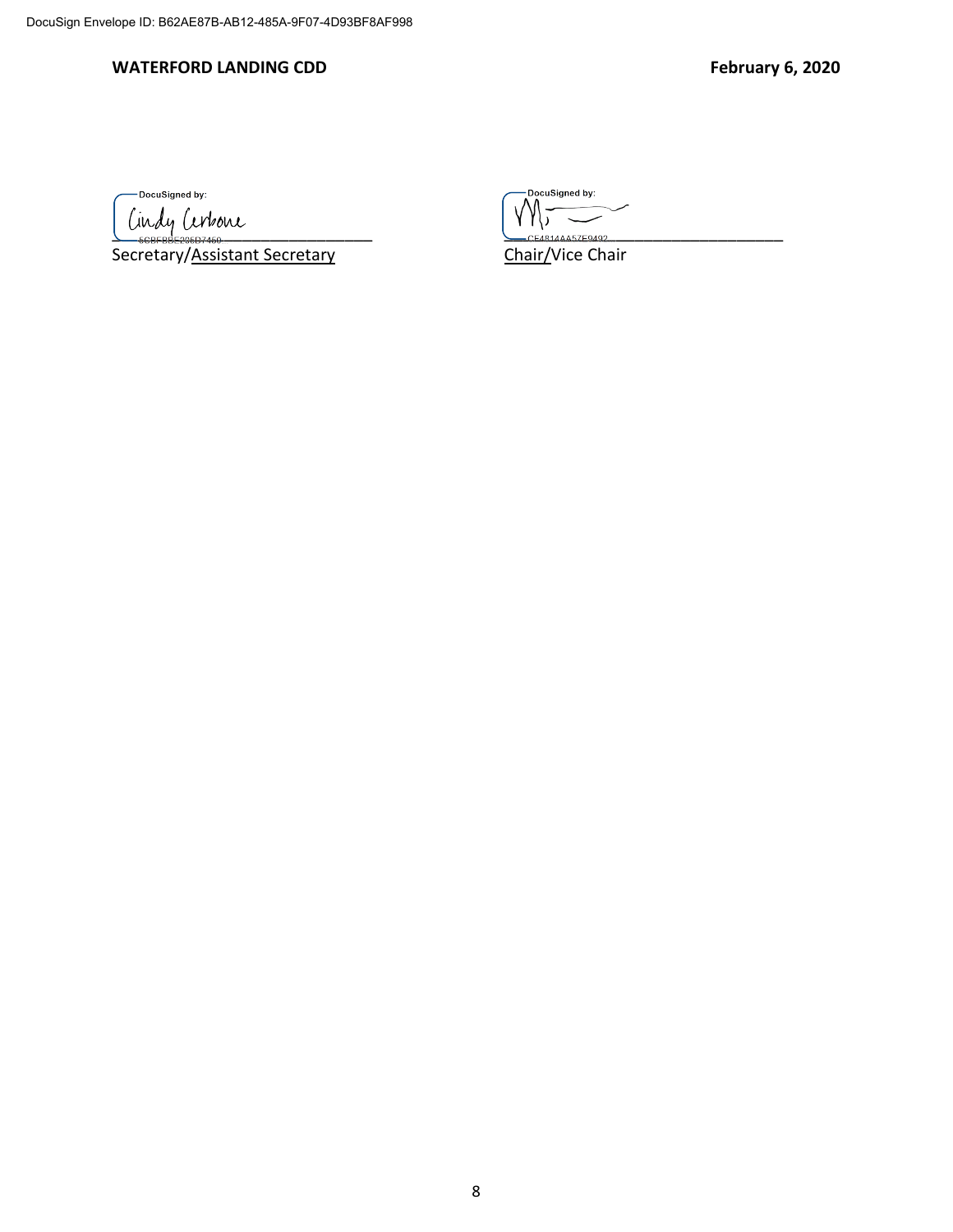**WATERFORD LANDING CDD** **February 6, 2020**

DocuSigned by:
Cindy Cerbone
5CBFBBE225D7460

Secretary/<u>Assistant Secretary</u>

DocuSigned by:
CE4814AA57E9492

<u>Chair/</u>Vice Chair